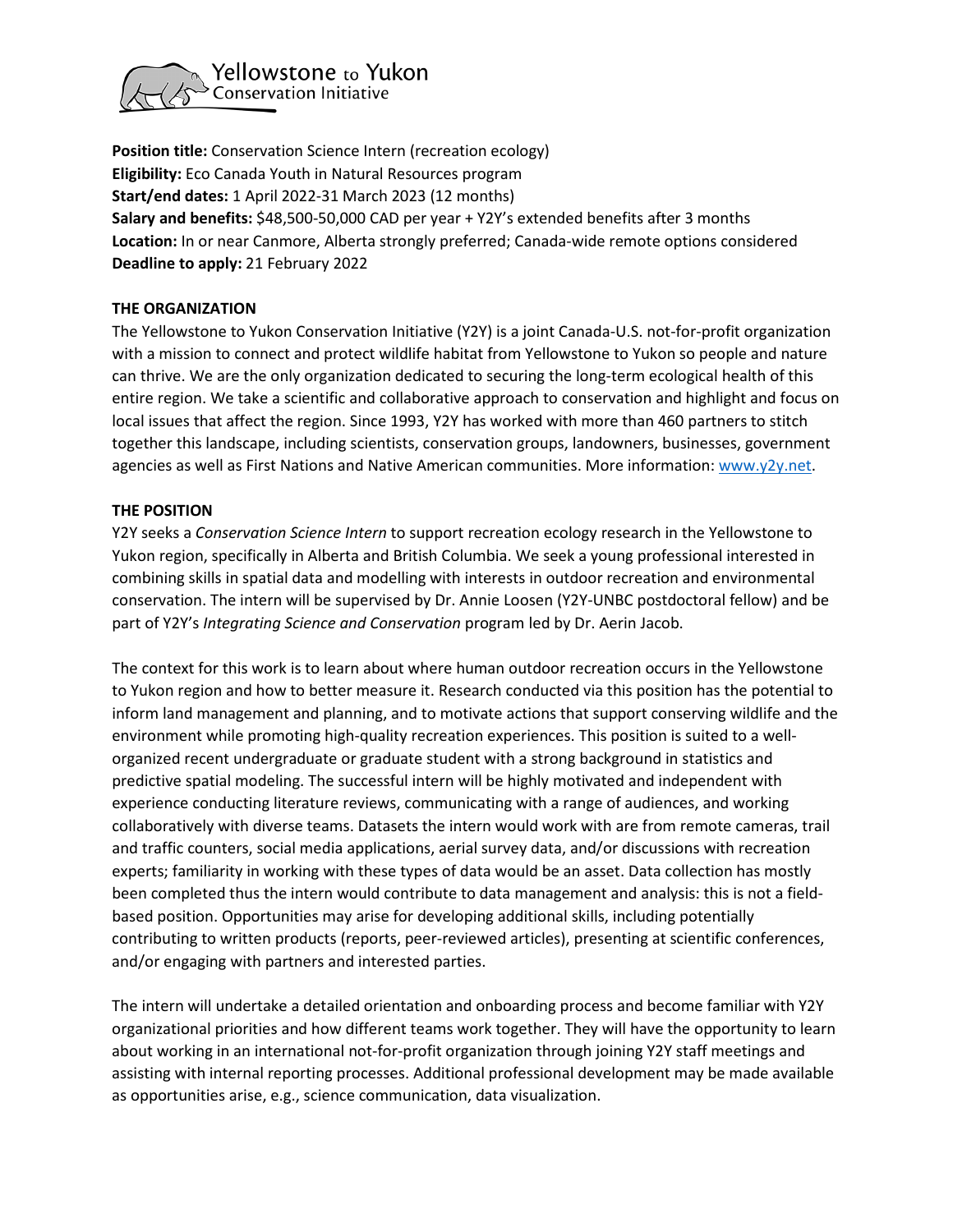Yellowstone to Yukon Conservation Initiative

**Position title:** Conservation Science Intern (recreation ecology)
**Eligibility:** Eco Canada Youth in Natural Resources program
**Start/end dates:** 1 April 2022-31 March 2023 (12 months)
**Salary and benefits:** $48,500-50,000 CAD per year + Y2Y's extended benefits after 3 months
**Location:** In or near Canmore, Alberta strongly preferred; Canada-wide remote options considered
**Deadline to apply:** 21 February 2022

## THE ORGANIZATION

The Yellowstone to Yukon Conservation Initiative (Y2Y) is a joint Canada-U.S. not-for-profit organization with a mission to connect and protect wildlife habitat from Yellowstone to Yukon so people and nature can thrive. We are the only organization dedicated to securing the long-term ecological health of this entire region. We take a scientific and collaborative approach to conservation and highlight and focus on local issues that affect the region. Since 1993, Y2Y has worked with more than 460 partners to stitch together this landscape, including scientists, conservation groups, landowners, businesses, government agencies as well as First Nations and Native American communities. More information: [www.y2y.net](www.y2y.net).

## THE POSITION

Y2Y seeks a *Conservation Science Intern* to support recreation ecology research in the Yellowstone to Yukon region, specifically in Alberta and British Columbia. We seek a young professional interested in combining skills in spatial data and modelling with interests in outdoor recreation and environmental conservation. The intern will be supervised by Dr. Annie Loosen (Y2Y-UNBC postdoctoral fellow) and be part of Y2Y's *Integrating Science and Conservation* program led by Dr. Aerin Jacob.

The context for this work is to learn about where human outdoor recreation occurs in the Yellowstone to Yukon region and how to better measure it. Research conducted via this position has the potential to inform land management and planning, and to motivate actions that support conserving wildlife and the environment while promoting high-quality recreation experiences. This position is suited to a well-organized recent undergraduate or graduate student with a strong background in statistics and predictive spatial modeling. The successful intern will be highly motivated and independent with experience conducting literature reviews, communicating with a range of audiences, and working collaboratively with diverse teams. Datasets the intern would work with are from remote cameras, trail and traffic counters, social media applications, aerial survey data, and/or discussions with recreation experts; familiarity in working with these types of data would be an asset. Data collection has mostly been completed thus the intern would contribute to data management and analysis: this is not a field-based position. Opportunities may arise for developing additional skills, including potentially contributing to written products (reports, peer-reviewed articles), presenting at scientific conferences, and/or engaging with partners and interested parties.

The intern will undertake a detailed orientation and onboarding process and become familiar with Y2Y organizational priorities and how different teams work together. They will have the opportunity to learn about working in an international not-for-profit organization through joining Y2Y staff meetings and assisting with internal reporting processes. Additional professional development may be made available as opportunities arise, e.g., science communication, data visualization.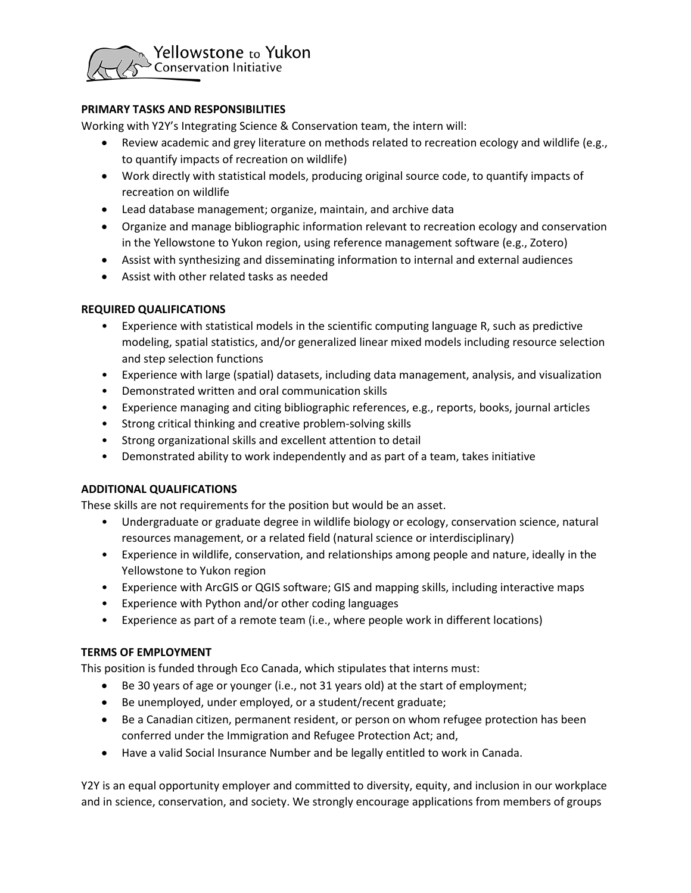### PRIMARY TASKS AND RESPONSIBILITIES

Working with Y2Y's Integrating Science & Conservation team, the intern will:

- Review academic and grey literature on methods related to recreation ecology and wildlife (e.g., to quantify impacts of recreation on wildlife)
- Work directly with statistical models, producing original source code, to quantify impacts of recreation on wildlife
- Lead database management; organize, maintain, and archive data
- Organize and manage bibliographic information relevant to recreation ecology and conservation in the Yellowstone to Yukon region, using reference management software (e.g., Zotero)
- Assist with synthesizing and disseminating information to internal and external audiences
- Assist with other related tasks as needed

### REQUIRED QUALIFICATIONS

- Experience with statistical models in the scientific computing language R, such as predictive modeling, spatial statistics, and/or generalized linear mixed models including resource selection and step selection functions
- Experience with large (spatial) datasets, including data management, analysis, and visualization
- Demonstrated written and oral communication skills
- Experience managing and citing bibliographic references, e.g., reports, books, journal articles
- Strong critical thinking and creative problem-solving skills
- Strong organizational skills and excellent attention to detail
- Demonstrated ability to work independently and as part of a team, takes initiative

### ADDITIONAL QUALIFICATIONS

These skills are not requirements for the position but would be an asset.

- Undergraduate or graduate degree in wildlife biology or ecology, conservation science, natural resources management, or a related field (natural science or interdisciplinary)
- Experience in wildlife, conservation, and relationships among people and nature, ideally in the Yellowstone to Yukon region
- Experience with ArcGIS or QGIS software; GIS and mapping skills, including interactive maps
- Experience with Python and/or other coding languages
- Experience as part of a remote team (i.e., where people work in different locations)

### TERMS OF EMPLOYMENT

This position is funded through Eco Canada, which stipulates that interns must:

- Be 30 years of age or younger (i.e., not 31 years old) at the start of employment;
- Be unemployed, under employed, or a student/recent graduate;
- Be a Canadian citizen, permanent resident, or person on whom refugee protection has been conferred under the Immigration and Refugee Protection Act; and,
- Have a valid Social Insurance Number and be legally entitled to work in Canada.

Y2Y is an equal opportunity employer and committed to diversity, equity, and inclusion in our workplace and in science, conservation, and society. We strongly encourage applications from members of groups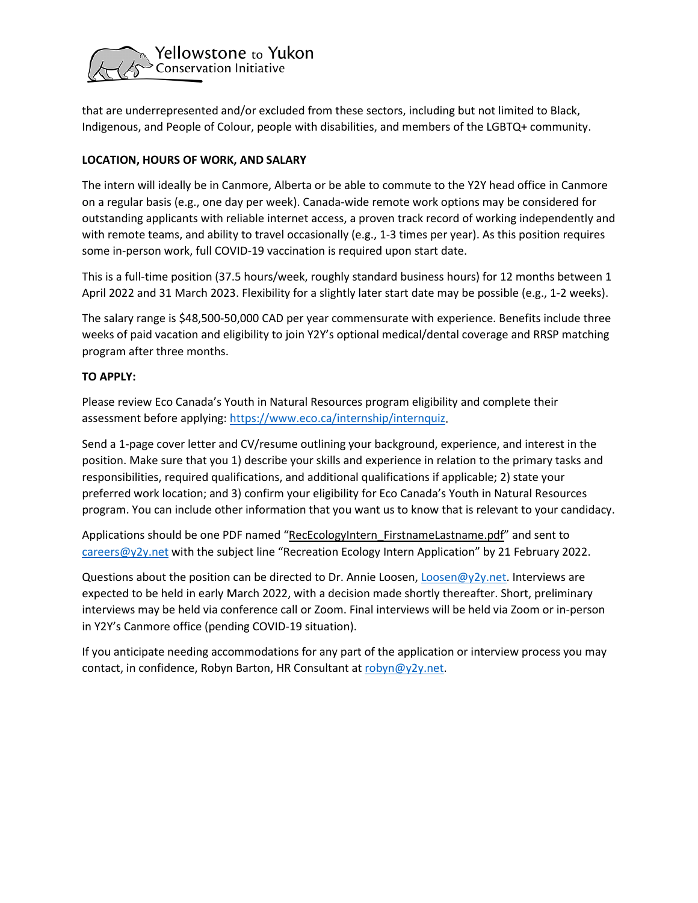that are underrepresented and/or excluded from these sectors, including but not limited to Black, Indigenous, and People of Colour, people with disabilities, and members of the LGBTQ+ community.

**LOCATION, HOURS OF WORK, AND SALARY**

The intern will ideally be in Canmore, Alberta or be able to commute to the Y2Y head office in Canmore on a regular basis (e.g., one day per week). Canada-wide remote work options may be considered for outstanding applicants with reliable internet access, a proven track record of working independently and with remote teams, and ability to travel occasionally (e.g., 1-3 times per year). As this position requires some in-person work, full COVID-19 vaccination is required upon start date.

This is a full-time position (37.5 hours/week, roughly standard business hours) for 12 months between 1 April 2022 and 31 March 2023. Flexibility for a slightly later start date may be possible (e.g., 1-2 weeks).

The salary range is $48,500-50,000 CAD per year commensurate with experience. Benefits include three weeks of paid vacation and eligibility to join Y2Y's optional medical/dental coverage and RRSP matching program after three months.

**TO APPLY:**

Please review Eco Canada's Youth in Natural Resources program eligibility and complete their assessment before applying: https://www.eco.ca/internship/internquiz.

Send a 1-page cover letter and CV/resume outlining your background, experience, and interest in the position. Make sure that you 1) describe your skills and experience in relation to the primary tasks and responsibilities, required qualifications, and additional qualifications if applicable; 2) state your preferred work location; and 3) confirm your eligibility for Eco Canada's Youth in Natural Resources program. You can include other information that you want us to know that is relevant to your candidacy.

Applications should be one PDF named "RecEcologyIntern_FirstnameLastname.pdf" and sent to careers@y2y.net with the subject line "Recreation Ecology Intern Application" by 21 February 2022.

Questions about the position can be directed to Dr. Annie Loosen, Loosen@y2y.net. Interviews are expected to be held in early March 2022, with a decision made shortly thereafter. Short, preliminary interviews may be held via conference call or Zoom. Final interviews will be held via Zoom or in-person in Y2Y's Canmore office (pending COVID-19 situation).

If you anticipate needing accommodations for any part of the application or interview process you may contact, in confidence, Robyn Barton, HR Consultant at robyn@y2y.net.